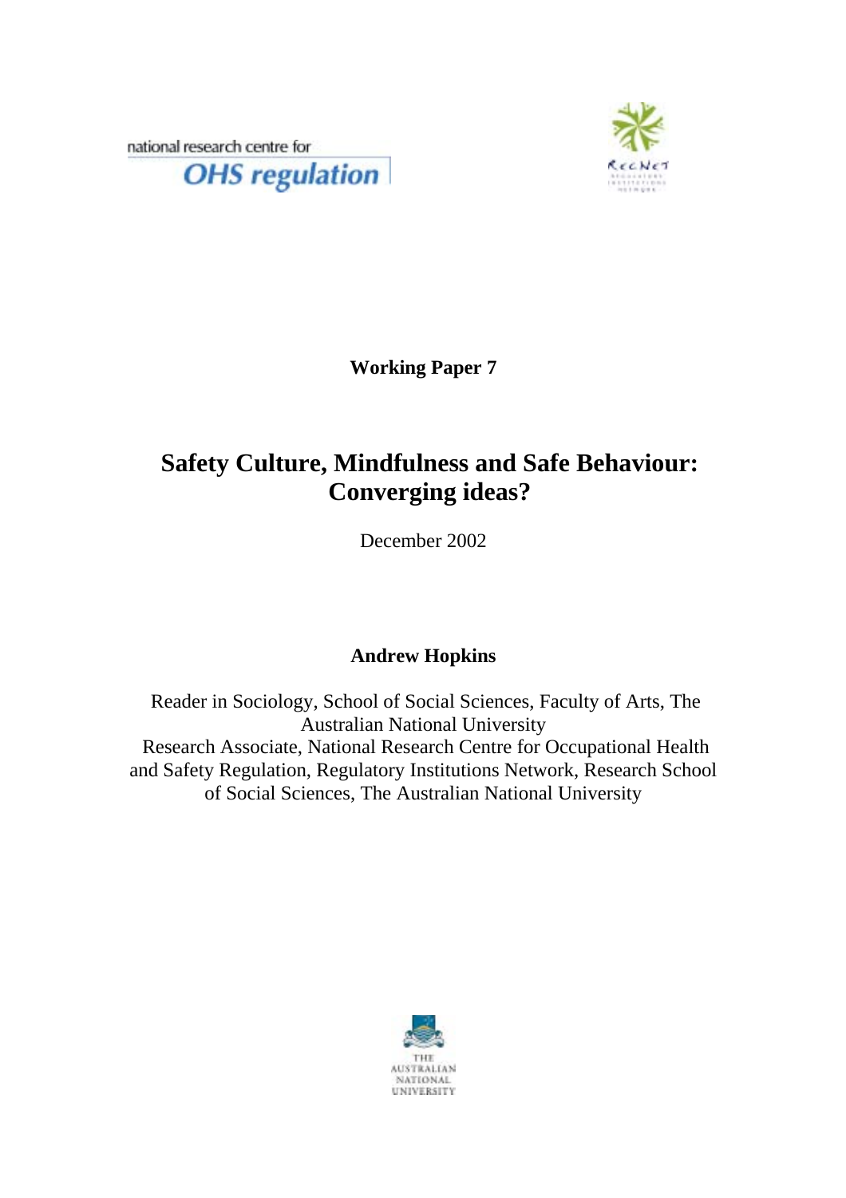national research centre for

**OHS regulation**

RegNet Regulatory Institutions Network

**Working Paper 7**

# Safety Culture, Mindfulness and Safe Behaviour: Converging ideas?

December 2002

**Andrew Hopkins**

Reader in Sociology, School of Social Sciences, Faculty of Arts, The Australian National University
Research Associate, National Research Centre for Occupational Health and Safety Regulation, Regulatory Institutions Network, Research School of Social Sciences, The Australian National University

THE AUSTRALIAN NATIONAL UNIVERSITY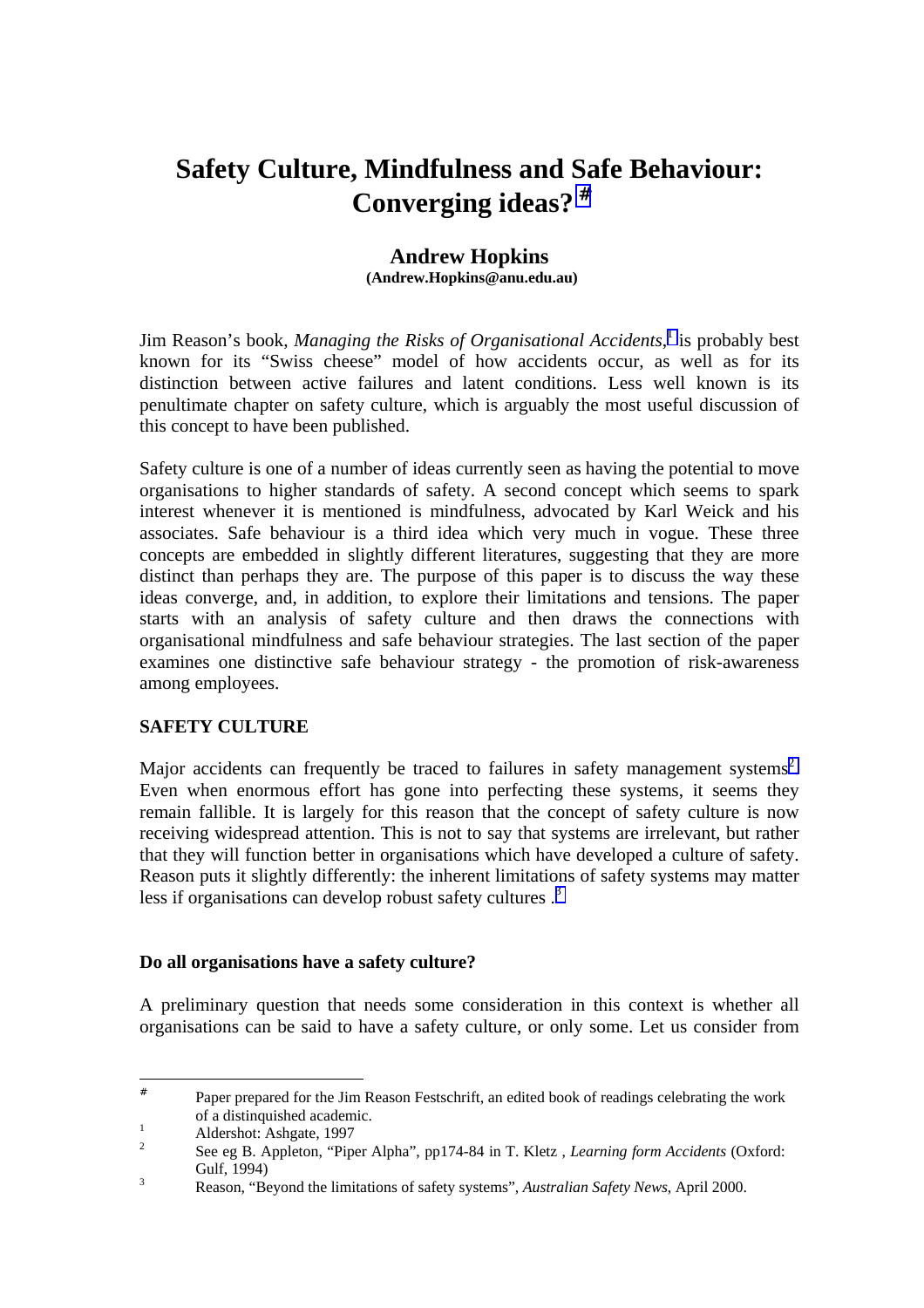# Safety Culture, Mindfulness and Safe Behaviour: Converging ideas? [#]

## Andrew Hopkins

**(Andrew.Hopkins@anu.edu.au)**

Jim Reason's book, *Managing the Risks of Organisational Accidents*,[1] is probably best known for its "Swiss cheese" model of how accidents occur, as well as for its distinction between active failures and latent conditions. Less well known is its penultimate chapter on safety culture, which is arguably the most useful discussion of this concept to have been published.

Safety culture is one of a number of ideas currently seen as having the potential to move organisations to higher standards of safety. A second concept which seems to spark interest whenever it is mentioned is mindfulness, advocated by Karl Weick and his associates. Safe behaviour is a third idea which very much in vogue. These three concepts are embedded in slightly different literatures, suggesting that they are more distinct than perhaps they are. The purpose of this paper is to discuss the way these ideas converge, and, in addition, to explore their limitations and tensions. The paper starts with an analysis of safety culture and then draws the connections with organisational mindfulness and safe behaviour strategies. The last section of the paper examines one distinctive safe behaviour strategy - the promotion of risk-awareness among employees.

**SAFETY CULTURE**

Major accidents can frequently be traced to failures in safety management systems.[2] Even when enormous effort has gone into perfecting these systems, it seems they remain fallible. It is largely for this reason that the concept of safety culture is now receiving widespread attention. This is not to say that systems are irrelevant, but rather that they will function better in organisations which have developed a culture of safety. Reason puts it slightly differently: the inherent limitations of safety systems may matter less if organisations can develop robust safety cultures .[3]

**Do all organisations have a safety culture?**

A preliminary question that needs some consideration in this context is whether all organisations can be said to have a safety culture, or only some. Let us consider from

---

[#] Paper prepared for the Jim Reason Festschrift, an edited book of readings celebrating the work of a distinquished academic.

[1] Aldershot: Ashgate, 1997

[2] See eg B. Appleton, "Piper Alpha", pp174-84 in T. Kletz , *Learning form Accidents* (Oxford: Gulf, 1994)

[3] Reason, "Beyond the limitations of safety systems", *Australian Safety News*, April 2000.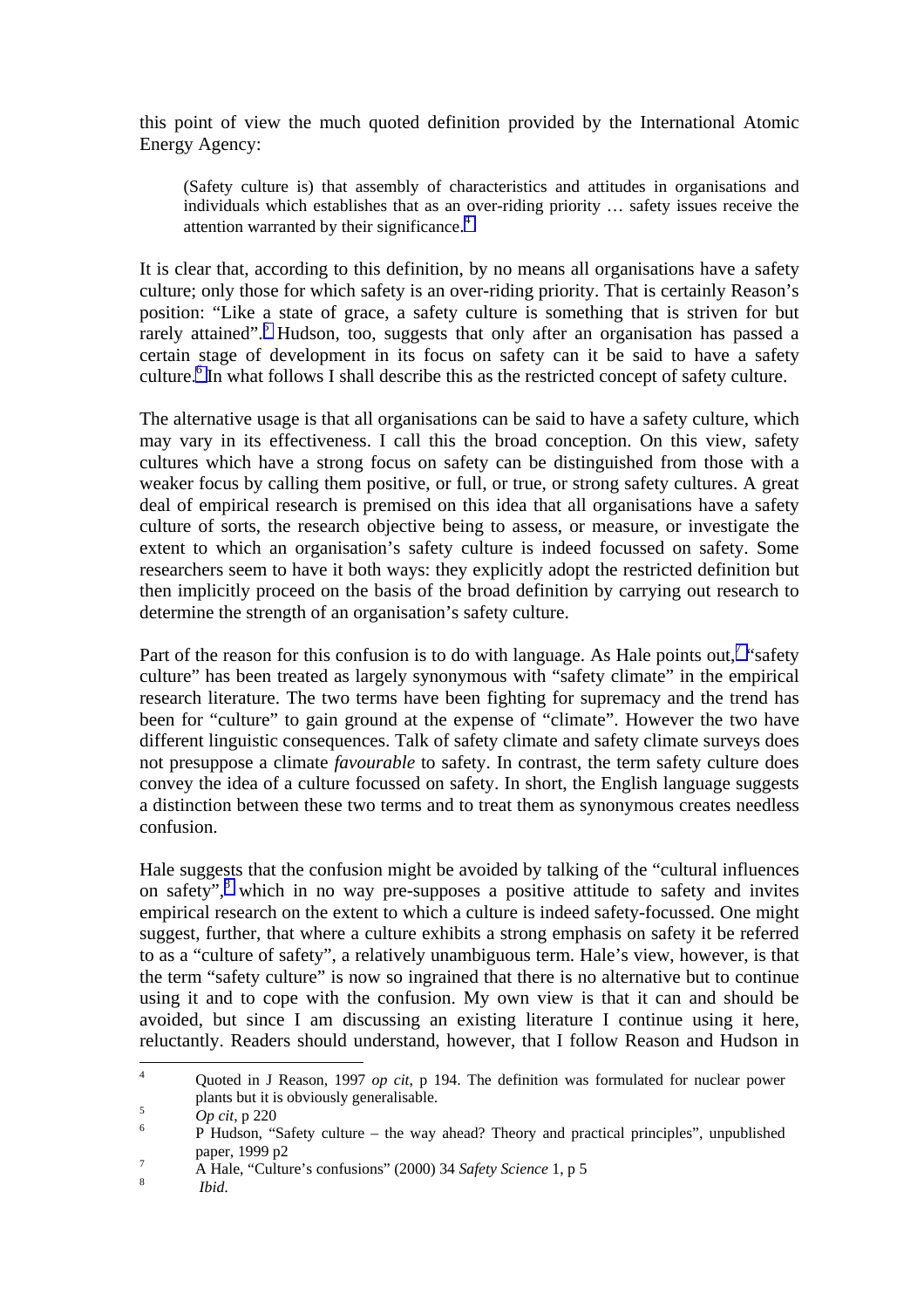this point of view the much quoted definition provided by the International Atomic Energy Agency:

> (Safety culture is) that assembly of characteristics and attitudes in organisations and individuals which establishes that as an over-riding priority … safety issues receive the attention warranted by their significance.[4]

It is clear that, according to this definition, by no means all organisations have a safety culture; only those for which safety is an over-riding priority. That is certainly Reason's position: "Like a state of grace, a safety culture is something that is striven for but rarely attained".[5] Hudson, too, suggests that only after an organisation has passed a certain stage of development in its focus on safety can it be said to have a safety culture.[6] In what follows I shall describe this as the restricted concept of safety culture.

The alternative usage is that all organisations can be said to have a safety culture, which may vary in its effectiveness. I call this the broad conception. On this view, safety cultures which have a strong focus on safety can be distinguished from those with a weaker focus by calling them positive, or full, or true, or strong safety cultures. A great deal of empirical research is premised on this idea that all organisations have a safety culture of sorts, the research objective being to assess, or measure, or investigate the extent to which an organisation's safety culture is indeed focussed on safety. Some researchers seem to have it both ways: they explicitly adopt the restricted definition but then implicitly proceed on the basis of the broad definition by carrying out research to determine the strength of an organisation's safety culture.

Part of the reason for this confusion is to do with language. As Hale points out,[7] "safety culture" has been treated as largely synonymous with "safety climate" in the empirical research literature. The two terms have been fighting for supremacy and the trend has been for "culture" to gain ground at the expense of "climate". However the two have different linguistic consequences. Talk of safety climate and safety climate surveys does not presuppose a climate *favourable* to safety. In contrast, the term safety culture does convey the idea of a culture focussed on safety. In short, the English language suggests a distinction between these two terms and to treat them as synonymous creates needless confusion.

Hale suggests that the confusion might be avoided by talking of the "cultural influences on safety",[8] which in no way pre-supposes a positive attitude to safety and invites empirical research on the extent to which a culture is indeed safety-focussed. One might suggest, further, that where a culture exhibits a strong emphasis on safety it be referred to as a "culture of safety", a relatively unambiguous term. Hale's view, however, is that the term "safety culture" is now so ingrained that there is no alternative but to continue using it and to cope with the confusion. My own view is that it can and should be avoided, but since I am discussing an existing literature I continue using it here, reluctantly. Readers should understand, however, that I follow Reason and Hudson in

---

[4] Quoted in J Reason, 1997 *op cit*, p 194. The definition was formulated for nuclear power plants but it is obviously generalisable.

[5] *Op cit*, p 220

[6] P Hudson, "Safety culture – the way ahead? Theory and practical principles", unpublished paper, 1999 p2

[7] A Hale, "Culture's confusions" (2000) 34 *Safety Science* 1, p 5

[8] *Ibid*.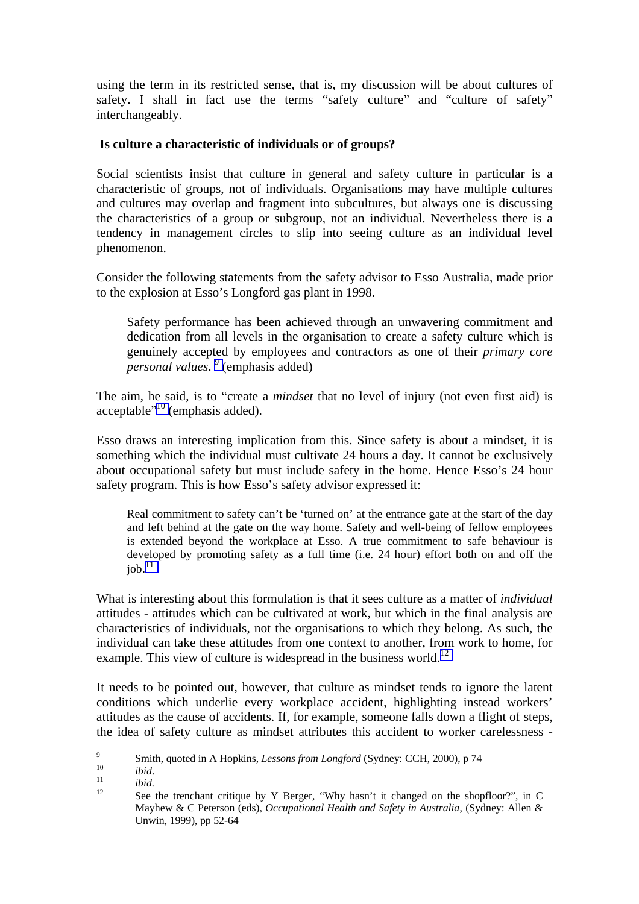using the term in its restricted sense, that is, my discussion will be about cultures of safety. I shall in fact use the terms "safety culture" and "culture of safety" interchangeably.

## Is culture a characteristic of individuals or of groups?

Social scientists insist that culture in general and safety culture in particular is a characteristic of groups, not of individuals. Organisations may have multiple cultures and cultures may overlap and fragment into subcultures, but always one is discussing the characteristics of a group or subgroup, not an individual. Nevertheless there is a tendency in management circles to slip into seeing culture as an individual level phenomenon.

Consider the following statements from the safety advisor to Esso Australia, made prior to the explosion at Esso's Longford gas plant in 1998.

> Safety performance has been achieved through an unwavering commitment and dedication from all levels in the organisation to create a safety culture which is genuinely accepted by employees and contractors as one of their *primary core personal values*. [9] (emphasis added)

The aim, he said, is to "create a *mindset* that no level of injury (not even first aid) is acceptable"[10] (emphasis added).

Esso draws an interesting implication from this. Since safety is about a mindset, it is something which the individual must cultivate 24 hours a day. It cannot be exclusively about occupational safety but must include safety in the home. Hence Esso's 24 hour safety program. This is how Esso's safety advisor expressed it:

> Real commitment to safety can't be 'turned on' at the entrance gate at the start of the day and left behind at the gate on the way home. Safety and well-being of fellow employees is extended beyond the workplace at Esso. A true commitment to safe behaviour is developed by promoting safety as a full time (i.e. 24 hour) effort both on and off the job.[11]

What is interesting about this formulation is that it sees culture as a matter of *individual* attitudes - attitudes which can be cultivated at work, but which in the final analysis are characteristics of individuals, not the organisations to which they belong. As such, the individual can take these attitudes from one context to another, from work to home, for example. This view of culture is widespread in the business world.[12]

It needs to be pointed out, however, that culture as mindset tends to ignore the latent conditions which underlie every workplace accident, highlighting instead workers' attitudes as the cause of accidents. If, for example, someone falls down a flight of steps, the idea of safety culture as mindset attributes this accident to worker carelessness -

---

[9] Smith, quoted in A Hopkins, *Lessons from Longford* (Sydney: CCH, 2000), p 74

[10] *ibid*.

[11] *ibid*.

[12] See the trenchant critique by Y Berger, "Why hasn't it changed on the shopfloor?", in C Mayhew & C Peterson (eds), *Occupational Health and Safety in Australia*, (Sydney: Allen & Unwin, 1999), pp 52-64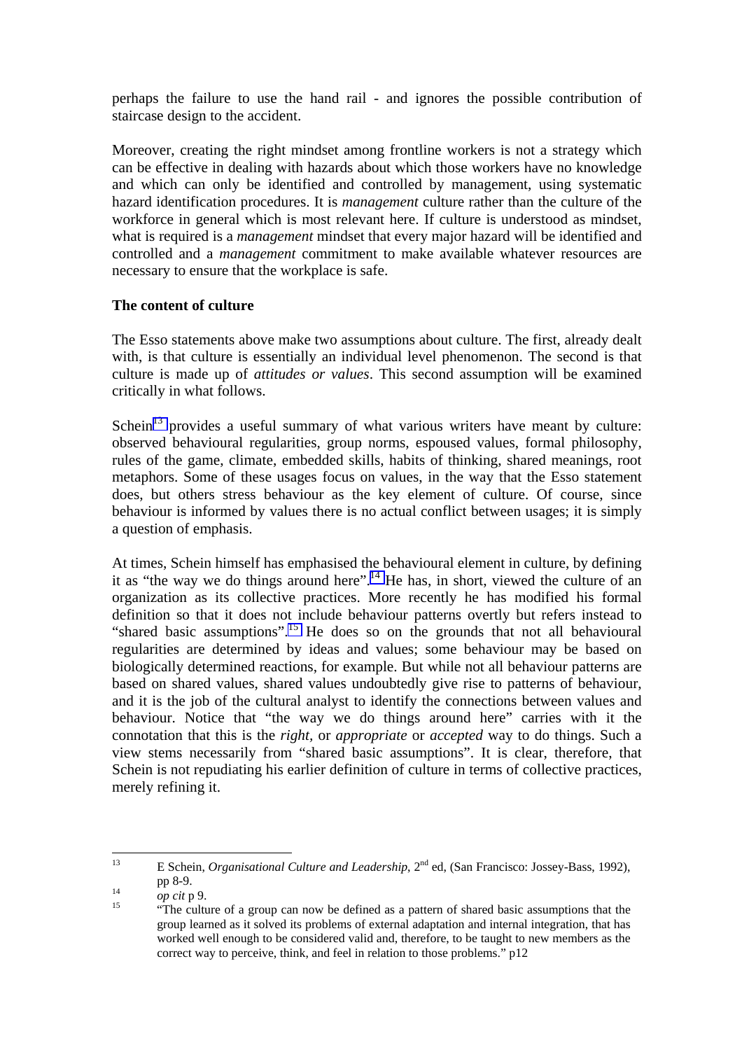perhaps the failure to use the hand rail - and ignores the possible contribution of staircase design to the accident.

Moreover, creating the right mindset among frontline workers is not a strategy which can be effective in dealing with hazards about which those workers have no knowledge and which can only be identified and controlled by management, using systematic hazard identification procedures. It is *management* culture rather than the culture of the workforce in general which is most relevant here. If culture is understood as mindset, what is required is a *management* mindset that every major hazard will be identified and controlled and a *management* commitment to make available whatever resources are necessary to ensure that the workplace is safe.

**The content of culture**

The Esso statements above make two assumptions about culture. The first, already dealt with, is that culture is essentially an individual level phenomenon. The second is that culture is made up of *attitudes or values*. This second assumption will be examined critically in what follows.

Schein[13] provides a useful summary of what various writers have meant by culture: observed behavioural regularities, group norms, espoused values, formal philosophy, rules of the game, climate, embedded skills, habits of thinking, shared meanings, root metaphors. Some of these usages focus on values, in the way that the Esso statement does, but others stress behaviour as the key element of culture. Of course, since behaviour is informed by values there is no actual conflict between usages; it is simply a question of emphasis.

At times, Schein himself has emphasised the behavioural element in culture, by defining it as "the way we do things around here".[14] He has, in short, viewed the culture of an organization as its collective practices. More recently he has modified his formal definition so that it does not include behaviour patterns overtly but refers instead to "shared basic assumptions".[15] He does so on the grounds that not all behavioural regularities are determined by ideas and values; some behaviour may be based on biologically determined reactions, for example. But while not all behaviour patterns are based on shared values, shared values undoubtedly give rise to patterns of behaviour, and it is the job of the cultural analyst to identify the connections between values and behaviour. Notice that "the way we do things around here" carries with it the connotation that this is the *right*, or *appropriate* or *accepted* way to do things. Such a view stems necessarily from "shared basic assumptions". It is clear, therefore, that Schein is not repudiating his earlier definition of culture in terms of collective practices, merely refining it.

---

[13] E Schein, *Organisational Culture and Leadership*, 2nd ed, (San Francisco: Jossey-Bass, 1992), pp 8-9.

[14] *op cit* p 9.

[15] "The culture of a group can now be defined as a pattern of shared basic assumptions that the group learned as it solved its problems of external adaptation and internal integration, that has worked well enough to be considered valid and, therefore, to be taught to new members as the correct way to perceive, think, and feel in relation to those problems." p12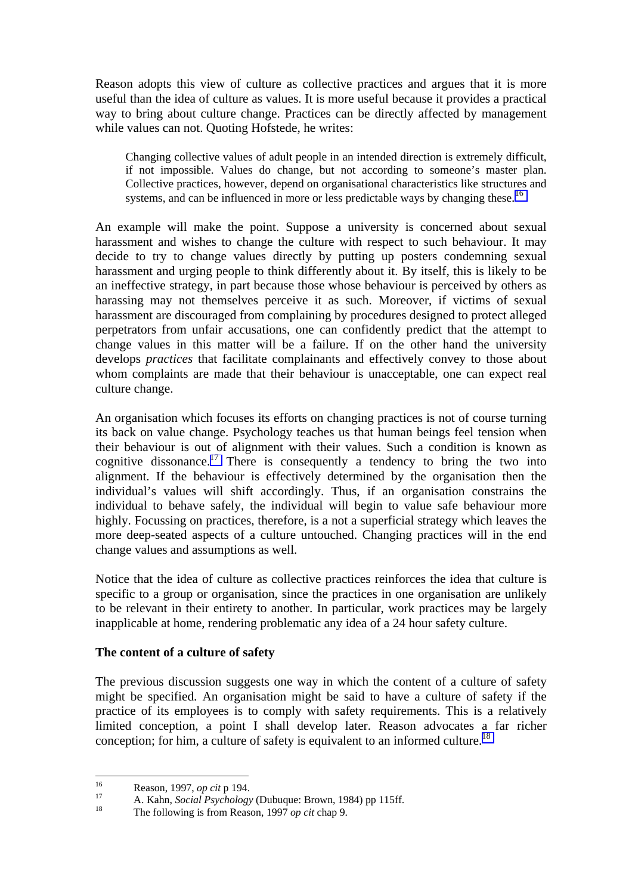Reason adopts this view of culture as collective practices and argues that it is more useful than the idea of culture as values. It is more useful because it provides a practical way to bring about culture change. Practices can be directly affected by management while values can not. Quoting Hofstede, he writes:

> Changing collective values of adult people in an intended direction is extremely difficult, if not impossible. Values do change, but not according to someone's master plan. Collective practices, however, depend on organisational characteristics like structures and systems, and can be influenced in more or less predictable ways by changing these.[16]

An example will make the point. Suppose a university is concerned about sexual harassment and wishes to change the culture with respect to such behaviour. It may decide to try to change values directly by putting up posters condemning sexual harassment and urging people to think differently about it. By itself, this is likely to be an ineffective strategy, in part because those whose behaviour is perceived by others as harassing may not themselves perceive it as such. Moreover, if victims of sexual harassment are discouraged from complaining by procedures designed to protect alleged perpetrators from unfair accusations, one can confidently predict that the attempt to change values in this matter will be a failure. If on the other hand the university develops *practices* that facilitate complainants and effectively convey to those about whom complaints are made that their behaviour is unacceptable, one can expect real culture change.

An organisation which focuses its efforts on changing practices is not of course turning its back on value change. Psychology teaches us that human beings feel tension when their behaviour is out of alignment with their values. Such a condition is known as cognitive dissonance.[17] There is consequently a tendency to bring the two into alignment. If the behaviour is effectively determined by the organisation then the individual's values will shift accordingly. Thus, if an organisation constrains the individual to behave safely, the individual will begin to value safe behaviour more highly. Focussing on practices, therefore, is a not a superficial strategy which leaves the more deep-seated aspects of a culture untouched. Changing practices will in the end change values and assumptions as well.

Notice that the idea of culture as collective practices reinforces the idea that culture is specific to a group or organisation, since the practices in one organisation are unlikely to be relevant in their entirety to another. In particular, work practices may be largely inapplicable at home, rendering problematic any idea of a 24 hour safety culture.

**The content of a culture of safety**

The previous discussion suggests one way in which the content of a culture of safety might be specified. An organisation might be said to have a culture of safety if the practice of its employees is to comply with safety requirements. This is a relatively limited conception, a point I shall develop later. Reason advocates a far richer conception; for him, a culture of safety is equivalent to an informed culture.[18]

---

[16] Reason, 1997, *op cit* p 194.

[17] A. Kahn, *Social Psychology* (Dubuque: Brown, 1984) pp 115ff.

[18] The following is from Reason, 1997 *op cit* chap 9.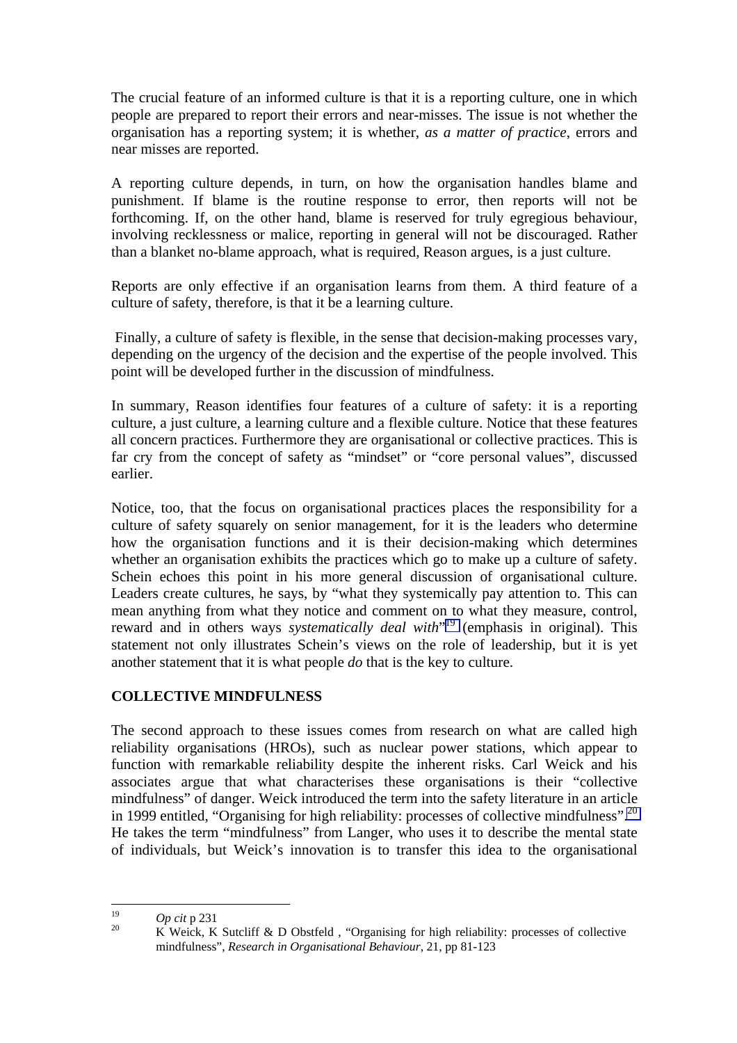The crucial feature of an informed culture is that it is a reporting culture, one in which people are prepared to report their errors and near-misses. The issue is not whether the organisation has a reporting system; it is whether, *as a matter of practice*, errors and near misses are reported.

A reporting culture depends, in turn, on how the organisation handles blame and punishment. If blame is the routine response to error, then reports will not be forthcoming. If, on the other hand, blame is reserved for truly egregious behaviour, involving recklessness or malice, reporting in general will not be discouraged. Rather than a blanket no-blame approach, what is required, Reason argues, is a just culture.

Reports are only effective if an organisation learns from them. A third feature of a culture of safety, therefore, is that it be a learning culture.

Finally, a culture of safety is flexible, in the sense that decision-making processes vary, depending on the urgency of the decision and the expertise of the people involved. This point will be developed further in the discussion of mindfulness.

In summary, Reason identifies four features of a culture of safety: it is a reporting culture, a just culture, a learning culture and a flexible culture. Notice that these features all concern practices. Furthermore they are organisational or collective practices. This is far cry from the concept of safety as "mindset" or "core personal values", discussed earlier.

Notice, too, that the focus on organisational practices places the responsibility for a culture of safety squarely on senior management, for it is the leaders who determine how the organisation functions and it is their decision-making which determines whether an organisation exhibits the practices which go to make up a culture of safety. Schein echoes this point in his more general discussion of organisational culture. Leaders create cultures, he says, by "what they systemically pay attention to. This can mean anything from what they notice and comment on to what they measure, control, reward and in others ways *systematically deal with*"[19] (emphasis in original). This statement not only illustrates Schein's views on the role of leadership, but it is yet another statement that it is what people *do* that is the key to culture.

**COLLECTIVE MINDFULNESS**

The second approach to these issues comes from research on what are called high reliability organisations (HROs), such as nuclear power stations, which appear to function with remarkable reliability despite the inherent risks. Carl Weick and his associates argue that what characterises these organisations is their "collective mindfulness" of danger. Weick introduced the term into the safety literature in an article in 1999 entitled, "Organising for high reliability: processes of collective mindfulness".[20] He takes the term "mindfulness" from Langer, who uses it to describe the mental state of individuals, but Weick's innovation is to transfer this idea to the organisational

---

[19] *Op cit* p 231

[20] K Weick, K Sutcliff & D Obstfeld , "Organising for high reliability: processes of collective mindfulness", *Research in Organisational Behaviour*, 21, pp 81-123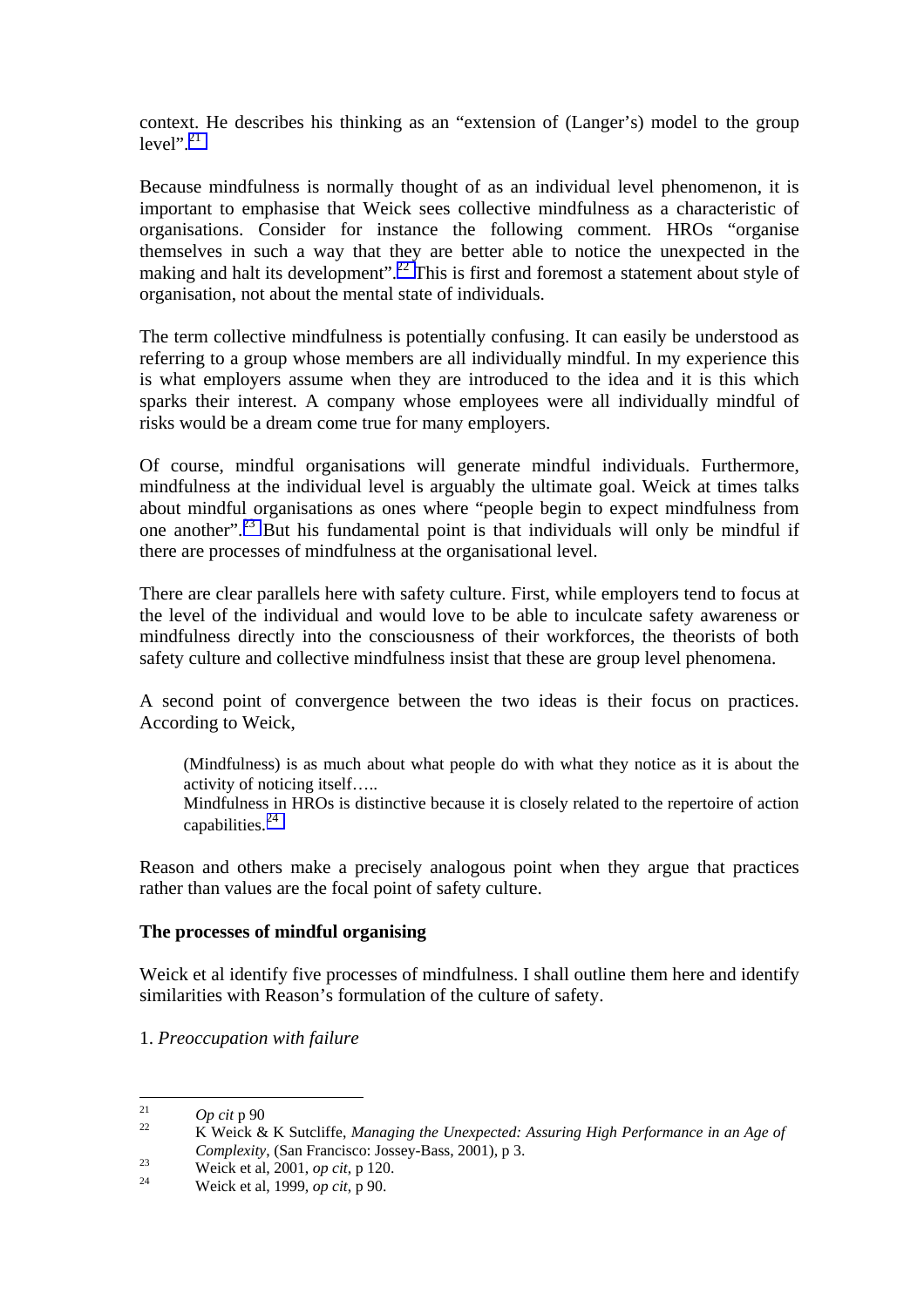context. He describes his thinking as an "extension of (Langer's) model to the group level".[21]

Because mindfulness is normally thought of as an individual level phenomenon, it is important to emphasise that Weick sees collective mindfulness as a characteristic of organisations. Consider for instance the following comment. HROs "organise themselves in such a way that they are better able to notice the unexpected in the making and halt its development".[22] This is first and foremost a statement about style of organisation, not about the mental state of individuals.

The term collective mindfulness is potentially confusing. It can easily be understood as referring to a group whose members are all individually mindful. In my experience this is what employers assume when they are introduced to the idea and it is this which sparks their interest. A company whose employees were all individually mindful of risks would be a dream come true for many employers.

Of course, mindful organisations will generate mindful individuals. Furthermore, mindfulness at the individual level is arguably the ultimate goal. Weick at times talks about mindful organisations as ones where "people begin to expect mindfulness from one another".[23] But his fundamental point is that individuals will only be mindful if there are processes of mindfulness at the organisational level.

There are clear parallels here with safety culture. First, while employers tend to focus at the level of the individual and would love to be able to inculcate safety awareness or mindfulness directly into the consciousness of their workforces, the theorists of both safety culture and collective mindfulness insist that these are group level phenomena.

A second point of convergence between the two ideas is their focus on practices. According to Weick,

> (Mindfulness) is as much about what people do with what they notice as it is about the activity of noticing itself…..
> Mindfulness in HROs is distinctive because it is closely related to the repertoire of action capabilities.[24]

Reason and others make a precisely analogous point when they argue that practices rather than values are the focal point of safety culture.

**The processes of mindful organising**

Weick et al identify five processes of mindfulness. I shall outline them here and identify similarities with Reason's formulation of the culture of safety.

1. *Preoccupation with failure*

---

[21] *Op cit* p 90

[22] K Weick & K Sutcliffe, *Managing the Unexpected: Assuring High Performance in an Age of Complexity*, (San Francisco: Jossey-Bass, 2001), p 3.

[23] Weick et al, 2001, *op cit*, p 120.

[24] Weick et al, 1999, *op cit*, p 90.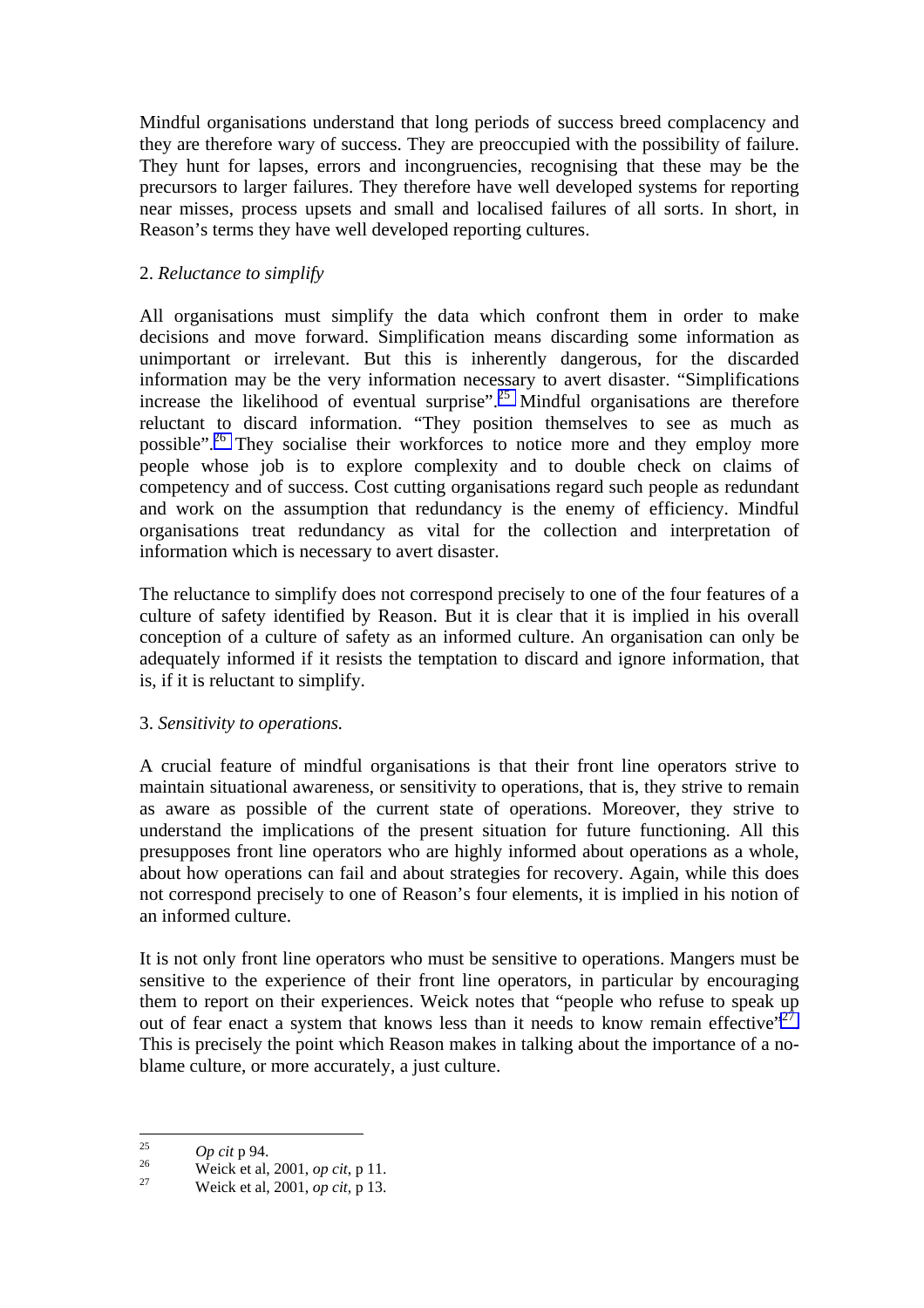Mindful organisations understand that long periods of success breed complacency and they are therefore wary of success. They are preoccupied with the possibility of failure. They hunt for lapses, errors and incongruencies, recognising that these may be the precursors to larger failures. They therefore have well developed systems for reporting near misses, process upsets and small and localised failures of all sorts. In short, in Reason's terms they have well developed reporting cultures.

2. *Reluctance to simplify*

All organisations must simplify the data which confront them in order to make decisions and move forward. Simplification means discarding some information as unimportant or irrelevant. But this is inherently dangerous, for the discarded information may be the very information necessary to avert disaster. "Simplifications increase the likelihood of eventual surprise".[25] Mindful organisations are therefore reluctant to discard information. "They position themselves to see as much as possible".[26] They socialise their workforces to notice more and they employ more people whose job is to explore complexity and to double check on claims of competency and of success. Cost cutting organisations regard such people as redundant and work on the assumption that redundancy is the enemy of efficiency. Mindful organisations treat redundancy as vital for the collection and interpretation of information which is necessary to avert disaster.

The reluctance to simplify does not correspond precisely to one of the four features of a culture of safety identified by Reason. But it is clear that it is implied in his overall conception of a culture of safety as an informed culture. An organisation can only be adequately informed if it resists the temptation to discard and ignore information, that is, if it is reluctant to simplify.

3. *Sensitivity to operations.*

A crucial feature of mindful organisations is that their front line operators strive to maintain situational awareness, or sensitivity to operations, that is, they strive to remain as aware as possible of the current state of operations. Moreover, they strive to understand the implications of the present situation for future functioning. All this presupposes front line operators who are highly informed about operations as a whole, about how operations can fail and about strategies for recovery. Again, while this does not correspond precisely to one of Reason's four elements, it is implied in his notion of an informed culture.

It is not only front line operators who must be sensitive to operations. Mangers must be sensitive to the experience of their front line operators, in particular by encouraging them to report on their experiences. Weick notes that "people who refuse to speak up out of fear enact a system that knows less than it needs to know remain effective"[27] This is precisely the point which Reason makes in talking about the importance of a no-blame culture, or more accurately, a just culture.

[25] *Op cit* p 94.

[26] Weick et al, 2001, *op cit*, p 11.

[27] Weick et al, 2001, *op cit*, p 13.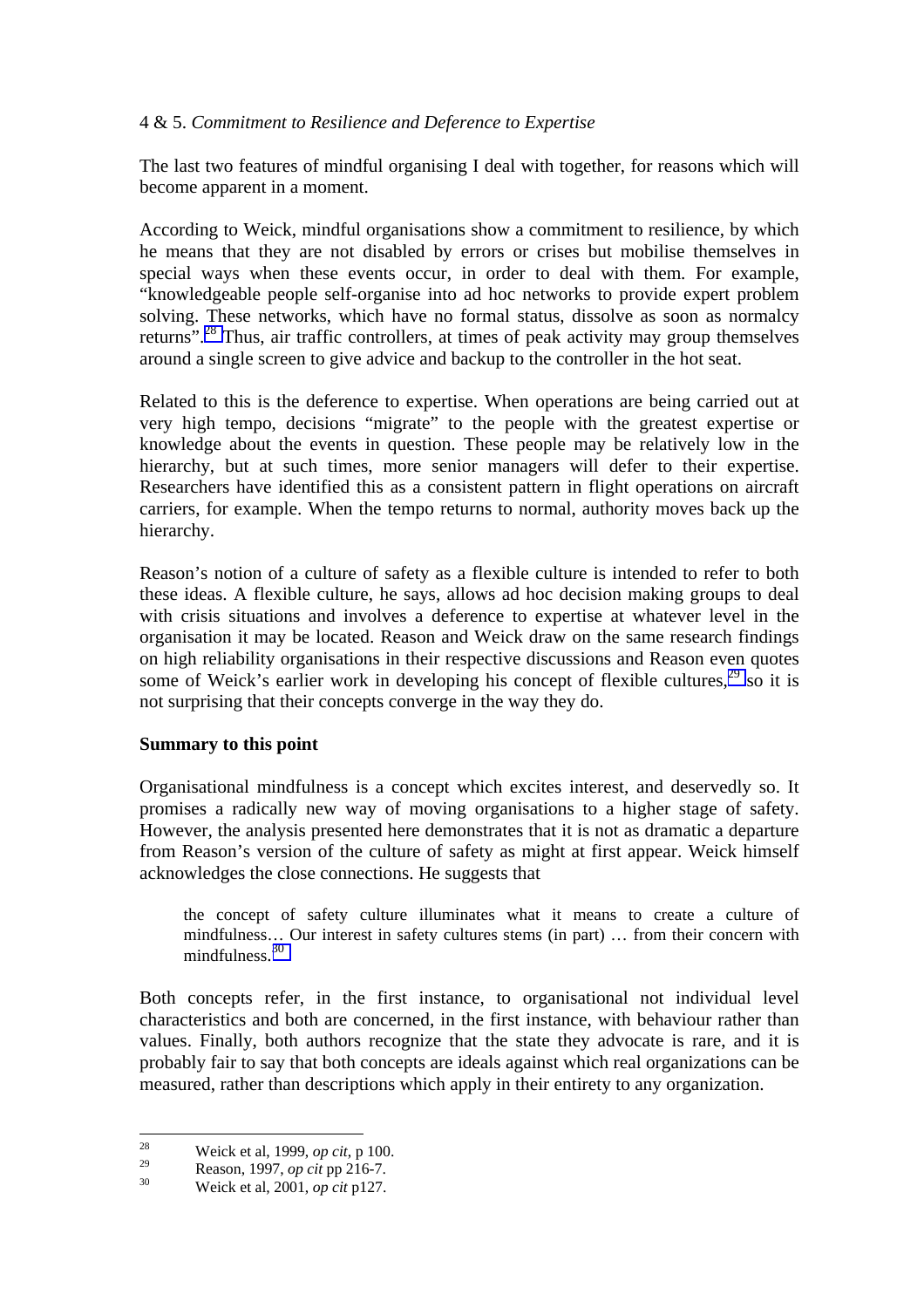4 & 5. *Commitment to Resilience and Deference to Expertise*

The last two features of mindful organising I deal with together, for reasons which will become apparent in a moment.

According to Weick, mindful organisations show a commitment to resilience, by which he means that they are not disabled by errors or crises but mobilise themselves in special ways when these events occur, in order to deal with them. For example, "knowledgeable people self-organise into ad hoc networks to provide expert problem solving. These networks, which have no formal status, dissolve as soon as normalcy returns".[28] Thus, air traffic controllers, at times of peak activity may group themselves around a single screen to give advice and backup to the controller in the hot seat.

Related to this is the deference to expertise. When operations are being carried out at very high tempo, decisions "migrate" to the people with the greatest expertise or knowledge about the events in question. These people may be relatively low in the hierarchy, but at such times, more senior managers will defer to their expertise. Researchers have identified this as a consistent pattern in flight operations on aircraft carriers, for example. When the tempo returns to normal, authority moves back up the hierarchy.

Reason's notion of a culture of safety as a flexible culture is intended to refer to both these ideas. A flexible culture, he says, allows ad hoc decision making groups to deal with crisis situations and involves a deference to expertise at whatever level in the organisation it may be located. Reason and Weick draw on the same research findings on high reliability organisations in their respective discussions and Reason even quotes some of Weick's earlier work in developing his concept of flexible cultures,[29] so it is not surprising that their concepts converge in the way they do.

**Summary to this point**

Organisational mindfulness is a concept which excites interest, and deservedly so. It promises a radically new way of moving organisations to a higher stage of safety. However, the analysis presented here demonstrates that it is not as dramatic a departure from Reason's version of the culture of safety as might at first appear. Weick himself acknowledges the close connections. He suggests that

> the concept of safety culture illuminates what it means to create a culture of mindfulness… Our interest in safety cultures stems (in part) … from their concern with mindfulness.[30]

Both concepts refer, in the first instance, to organisational not individual level characteristics and both are concerned, in the first instance, with behaviour rather than values. Finally, both authors recognize that the state they advocate is rare, and it is probably fair to say that both concepts are ideals against which real organizations can be measured, rather than descriptions which apply in their entirety to any organization.

---

[28] Weick et al, 1999, *op cit*, p 100.

[29] Reason, 1997, *op cit* pp 216-7.

[30] Weick et al, 2001, *op cit* p127.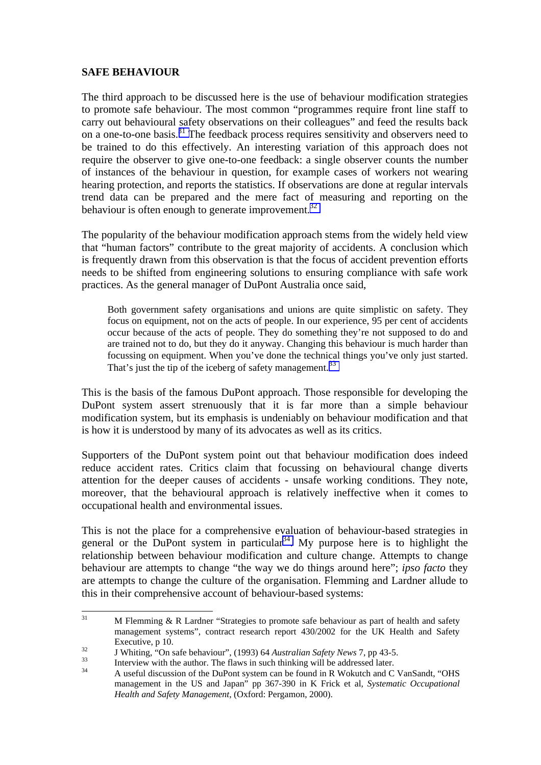## SAFE BEHAVIOUR

The third approach to be discussed here is the use of behaviour modification strategies to promote safe behaviour. The most common "programmes require front line staff to carry out behavioural safety observations on their colleagues" and feed the results back on a one-to-one basis.[31] The feedback process requires sensitivity and observers need to be trained to do this effectively. An interesting variation of this approach does not require the observer to give one-to-one feedback: a single observer counts the number of instances of the behaviour in question, for example cases of workers not wearing hearing protection, and reports the statistics. If observations are done at regular intervals trend data can be prepared and the mere fact of measuring and reporting on the behaviour is often enough to generate improvement.[32]

The popularity of the behaviour modification approach stems from the widely held view that "human factors" contribute to the great majority of accidents. A conclusion which is frequently drawn from this observation is that the focus of accident prevention efforts needs to be shifted from engineering solutions to ensuring compliance with safe work practices. As the general manager of DuPont Australia once said,

> Both government safety organisations and unions are quite simplistic on safety. They focus on equipment, not on the acts of people. In our experience, 95 per cent of accidents occur because of the acts of people. They do something they're not supposed to do and are trained not to do, but they do it anyway. Changing this behaviour is much harder than focussing on equipment. When you've done the technical things you've only just started. That's just the tip of the iceberg of safety management.[33]

This is the basis of the famous DuPont approach. Those responsible for developing the DuPont system assert strenuously that it is far more than a simple behaviour modification system, but its emphasis is undeniably on behaviour modification and that is how it is understood by many of its advocates as well as its critics.

Supporters of the DuPont system point out that behaviour modification does indeed reduce accident rates. Critics claim that focussing on behavioural change diverts attention for the deeper causes of accidents - unsafe working conditions. They note, moreover, that the behavioural approach is relatively ineffective when it comes to occupational health and environmental issues.

This is not the place for a comprehensive evaluation of behaviour-based strategies in general or the DuPont system in particular[34]. My purpose here is to highlight the relationship between behaviour modification and culture change. Attempts to change behaviour are attempts to change "the way we do things around here"; *ipso facto* they are attempts to change the culture of the organisation. Flemming and Lardner allude to this in their comprehensive account of behaviour-based systems:

---

[31] M Flemming & R Lardner "Strategies to promote safe behaviour as part of health and safety management systems", contract research report 430/2002 for the UK Health and Safety Executive, p 10.

[32] J Whiting, "On safe behaviour", (1993) 64 *Australian Safety News* 7, pp 43-5.

[33] Interview with the author. The flaws in such thinking will be addressed later.

[34] A useful discussion of the DuPont system can be found in R Wokutch and C VanSandt, "OHS management in the US and Japan" pp 367-390 in K Frick et al, *Systematic Occupational Health and Safety Management*, (Oxford: Pergamon, 2000).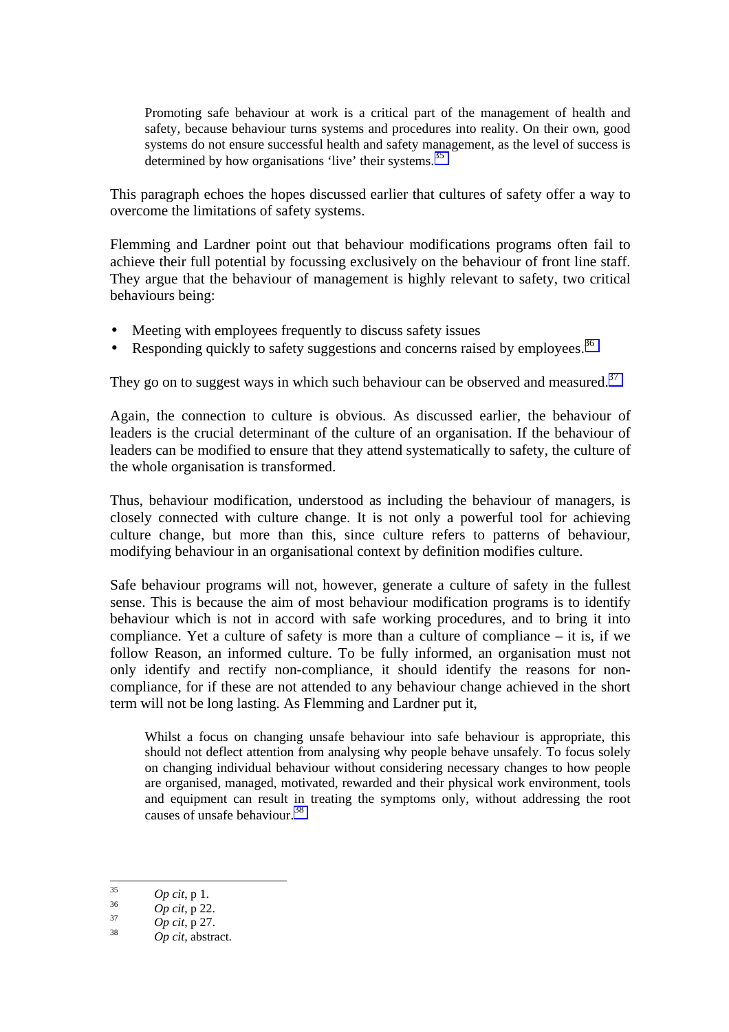> Promoting safe behaviour at work is a critical part of the management of health and safety, because behaviour turns systems and procedures into reality. On their own, good systems do not ensure successful health and safety management, as the level of success is determined by how organisations 'live' their systems.[35]

This paragraph echoes the hopes discussed earlier that cultures of safety offer a way to overcome the limitations of safety systems.

Flemming and Lardner point out that behaviour modifications programs often fail to achieve their full potential by focussing exclusively on the behaviour of front line staff. They argue that the behaviour of management is highly relevant to safety, two critical behaviours being:

- Meeting with employees frequently to discuss safety issues
- Responding quickly to safety suggestions and concerns raised by employees.[36]

They go on to suggest ways in which such behaviour can be observed and measured.[37]

Again, the connection to culture is obvious. As discussed earlier, the behaviour of leaders is the crucial determinant of the culture of an organisation. If the behaviour of leaders can be modified to ensure that they attend systematically to safety, the culture of the whole organisation is transformed.

Thus, behaviour modification, understood as including the behaviour of managers, is closely connected with culture change. It is not only a powerful tool for achieving culture change, but more than this, since culture refers to patterns of behaviour, modifying behaviour in an organisational context by definition modifies culture.

Safe behaviour programs will not, however, generate a culture of safety in the fullest sense. This is because the aim of most behaviour modification programs is to identify behaviour which is not in accord with safe working procedures, and to bring it into compliance. Yet a culture of safety is more than a culture of compliance – it is, if we follow Reason, an informed culture. To be fully informed, an organisation must not only identify and rectify non-compliance, it should identify the reasons for non-compliance, for if these are not attended to any behaviour change achieved in the short term will not be long lasting. As Flemming and Lardner put it,

> Whilst a focus on changing unsafe behaviour into safe behaviour is appropriate, this should not deflect attention from analysing why people behave unsafely. To focus solely on changing individual behaviour without considering necessary changes to how people are organised, managed, motivated, rewarded and their physical work environment, tools and equipment can result in treating the symptoms only, without addressing the root causes of unsafe behaviour.[38]

---

[35] *Op cit*, p 1.

[36] *Op cit*, p 22.

[37] *Op cit*, p 27.

[38] *Op cit*, abstract.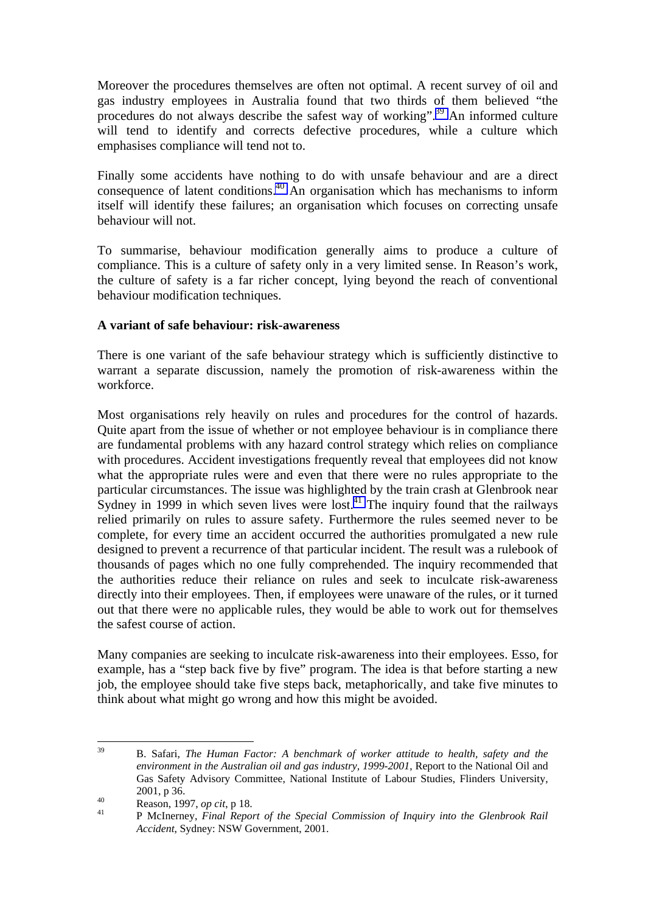Moreover the procedures themselves are often not optimal. A recent survey of oil and gas industry employees in Australia found that two thirds of them believed "the procedures do not always describe the safest way of working".[39] An informed culture will tend to identify and corrects defective procedures, while a culture which emphasises compliance will tend not to.

Finally some accidents have nothing to do with unsafe behaviour and are a direct consequence of latent conditions.[40] An organisation which has mechanisms to inform itself will identify these failures; an organisation which focuses on correcting unsafe behaviour will not.

To summarise, behaviour modification generally aims to produce a culture of compliance. This is a culture of safety only in a very limited sense. In Reason's work, the culture of safety is a far richer concept, lying beyond the reach of conventional behaviour modification techniques.

**A variant of safe behaviour: risk-awareness**

There is one variant of the safe behaviour strategy which is sufficiently distinctive to warrant a separate discussion, namely the promotion of risk-awareness within the workforce.

Most organisations rely heavily on rules and procedures for the control of hazards. Quite apart from the issue of whether or not employee behaviour is in compliance there are fundamental problems with any hazard control strategy which relies on compliance with procedures. Accident investigations frequently reveal that employees did not know what the appropriate rules were and even that there were no rules appropriate to the particular circumstances. The issue was highlighted by the train crash at Glenbrook near Sydney in 1999 in which seven lives were lost.[41] The inquiry found that the railways relied primarily on rules to assure safety. Furthermore the rules seemed never to be complete, for every time an accident occurred the authorities promulgated a new rule designed to prevent a recurrence of that particular incident. The result was a rulebook of thousands of pages which no one fully comprehended. The inquiry recommended that the authorities reduce their reliance on rules and seek to inculcate risk-awareness directly into their employees. Then, if employees were unaware of the rules, or it turned out that there were no applicable rules, they would be able to work out for themselves the safest course of action.

Many companies are seeking to inculcate risk-awareness into their employees. Esso, for example, has a "step back five by five" program. The idea is that before starting a new job, the employee should take five steps back, metaphorically, and take five minutes to think about what might go wrong and how this might be avoided.

---

[39] B. Safari, *The Human Factor: A benchmark of worker attitude to health, safety and the environment in the Australian oil and gas industry, 1999-2001*, Report to the National Oil and Gas Safety Advisory Committee, National Institute of Labour Studies, Flinders University, 2001, p 36.

[40] Reason, 1997, *op cit*, p 18.

[41] P McInerney, *Final Report of the Special Commission of Inquiry into the Glenbrook Rail Accident*, Sydney: NSW Government, 2001.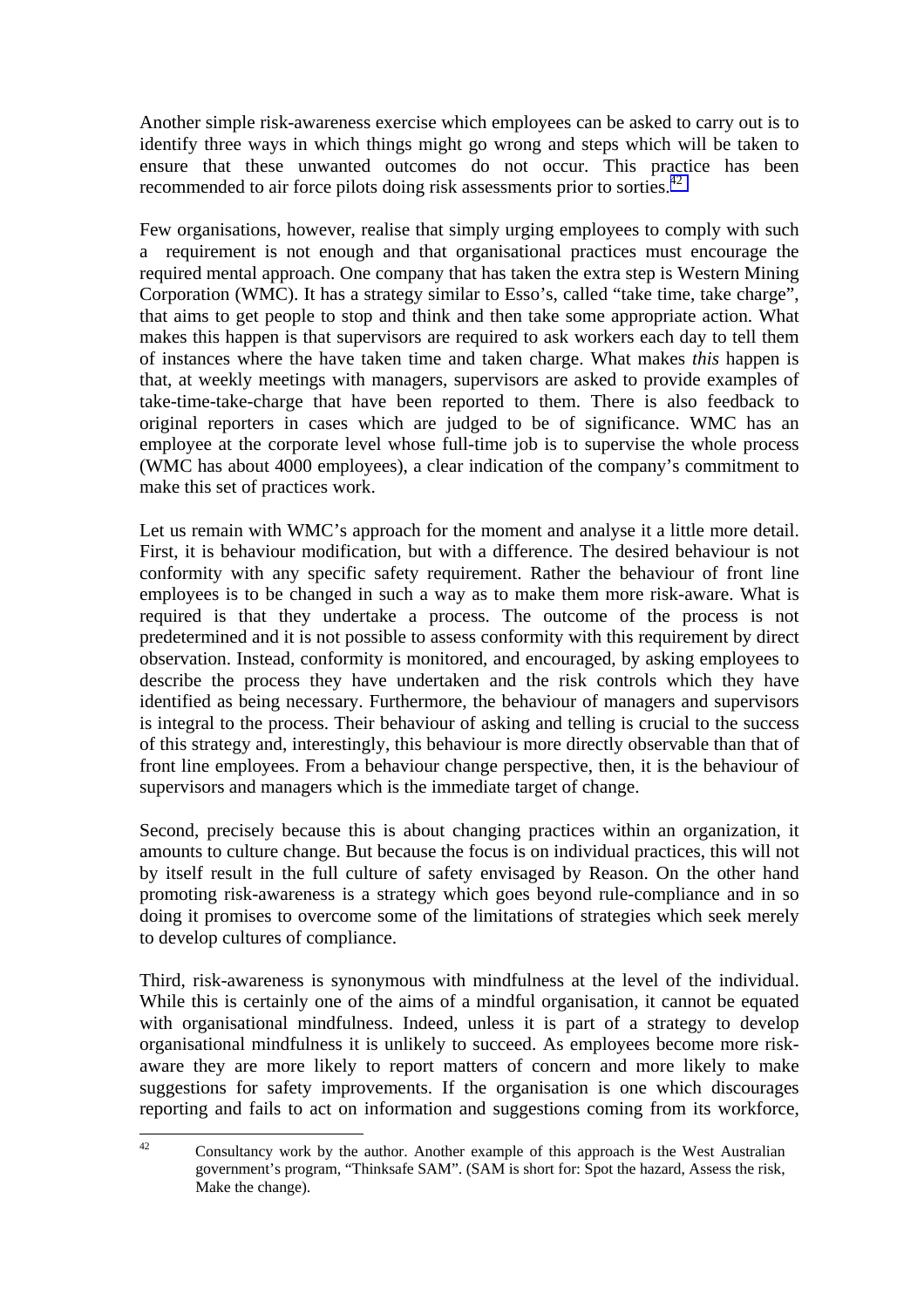Another simple risk-awareness exercise which employees can be asked to carry out is to identify three ways in which things might go wrong and steps which will be taken to ensure that these unwanted outcomes do not occur. This practice has been recommended to air force pilots doing risk assessments prior to sorties.[42]

Few organisations, however, realise that simply urging employees to comply with such a requirement is not enough and that organisational practices must encourage the required mental approach. One company that has taken the extra step is Western Mining Corporation (WMC). It has a strategy similar to Esso's, called "take time, take charge", that aims to get people to stop and think and then take some appropriate action. What makes this happen is that supervisors are required to ask workers each day to tell them of instances where the have taken time and taken charge. What makes *this* happen is that, at weekly meetings with managers, supervisors are asked to provide examples of take-time-take-charge that have been reported to them. There is also feedback to original reporters in cases which are judged to be of significance. WMC has an employee at the corporate level whose full-time job is to supervise the whole process (WMC has about 4000 employees), a clear indication of the company's commitment to make this set of practices work.

Let us remain with WMC's approach for the moment and analyse it a little more detail. First, it is behaviour modification, but with a difference. The desired behaviour is not conformity with any specific safety requirement. Rather the behaviour of front line employees is to be changed in such a way as to make them more risk-aware. What is required is that they undertake a process. The outcome of the process is not predetermined and it is not possible to assess conformity with this requirement by direct observation. Instead, conformity is monitored, and encouraged, by asking employees to describe the process they have undertaken and the risk controls which they have identified as being necessary. Furthermore, the behaviour of managers and supervisors is integral to the process. Their behaviour of asking and telling is crucial to the success of this strategy and, interestingly, this behaviour is more directly observable than that of front line employees. From a behaviour change perspective, then, it is the behaviour of supervisors and managers which is the immediate target of change.

Second, precisely because this is about changing practices within an organization, it amounts to culture change. But because the focus is on individual practices, this will not by itself result in the full culture of safety envisaged by Reason. On the other hand promoting risk-awareness is a strategy which goes beyond rule-compliance and in so doing it promises to overcome some of the limitations of strategies which seek merely to develop cultures of compliance.

Third, risk-awareness is synonymous with mindfulness at the level of the individual. While this is certainly one of the aims of a mindful organisation, it cannot be equated with organisational mindfulness. Indeed, unless it is part of a strategy to develop organisational mindfulness it is unlikely to succeed. As employees become more risk-aware they are more likely to report matters of concern and more likely to make suggestions for safety improvements. If the organisation is one which discourages reporting and fails to act on information and suggestions coming from its workforce,

---

[42] Consultancy work by the author. Another example of this approach is the West Australian government's program, "Thinksafe SAM". (SAM is short for: Spot the hazard, Assess the risk, Make the change).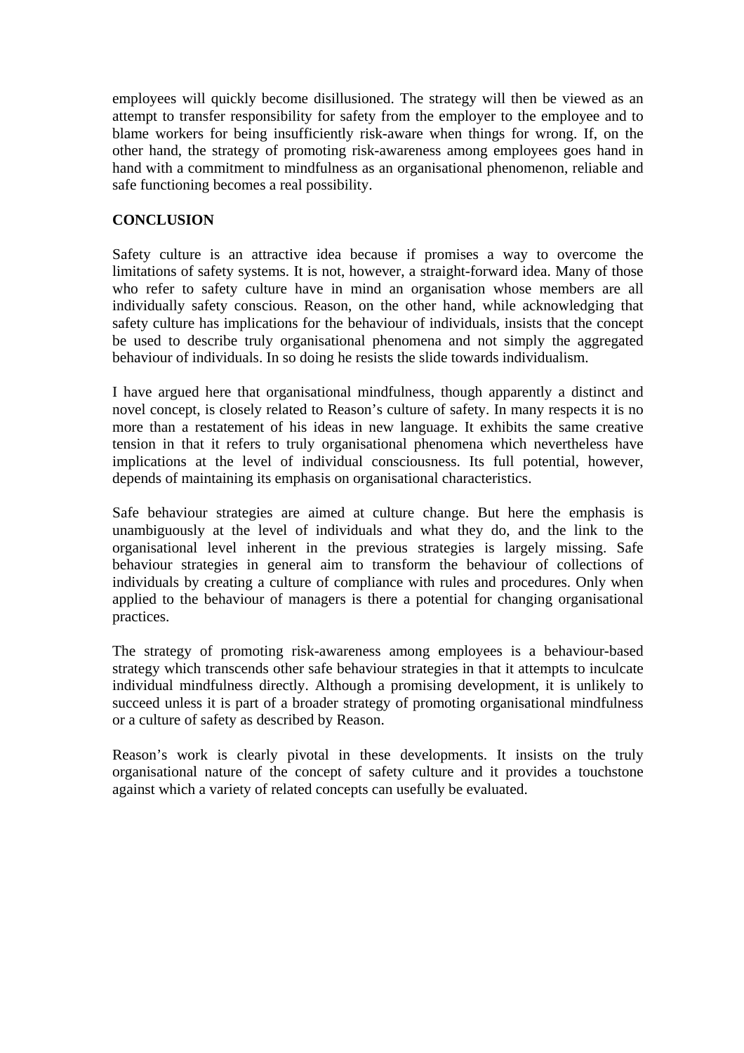employees will quickly become disillusioned. The strategy will then be viewed as an attempt to transfer responsibility for safety from the employer to the employee and to blame workers for being insufficiently risk-aware when things for wrong. If, on the other hand, the strategy of promoting risk-awareness among employees goes hand in hand with a commitment to mindfulness as an organisational phenomenon, reliable and safe functioning becomes a real possibility.

## CONCLUSION

Safety culture is an attractive idea because if promises a way to overcome the limitations of safety systems. It is not, however, a straight-forward idea. Many of those who refer to safety culture have in mind an organisation whose members are all individually safety conscious. Reason, on the other hand, while acknowledging that safety culture has implications for the behaviour of individuals, insists that the concept be used to describe truly organisational phenomena and not simply the aggregated behaviour of individuals. In so doing he resists the slide towards individualism.

I have argued here that organisational mindfulness, though apparently a distinct and novel concept, is closely related to Reason's culture of safety. In many respects it is no more than a restatement of his ideas in new language. It exhibits the same creative tension in that it refers to truly organisational phenomena which nevertheless have implications at the level of individual consciousness. Its full potential, however, depends of maintaining its emphasis on organisational characteristics.

Safe behaviour strategies are aimed at culture change. But here the emphasis is unambiguously at the level of individuals and what they do, and the link to the organisational level inherent in the previous strategies is largely missing. Safe behaviour strategies in general aim to transform the behaviour of collections of individuals by creating a culture of compliance with rules and procedures. Only when applied to the behaviour of managers is there a potential for changing organisational practices.

The strategy of promoting risk-awareness among employees is a behaviour-based strategy which transcends other safe behaviour strategies in that it attempts to inculcate individual mindfulness directly. Although a promising development, it is unlikely to succeed unless it is part of a broader strategy of promoting organisational mindfulness or a culture of safety as described by Reason.

Reason's work is clearly pivotal in these developments. It insists on the truly organisational nature of the concept of safety culture and it provides a touchstone against which a variety of related concepts can usefully be evaluated.